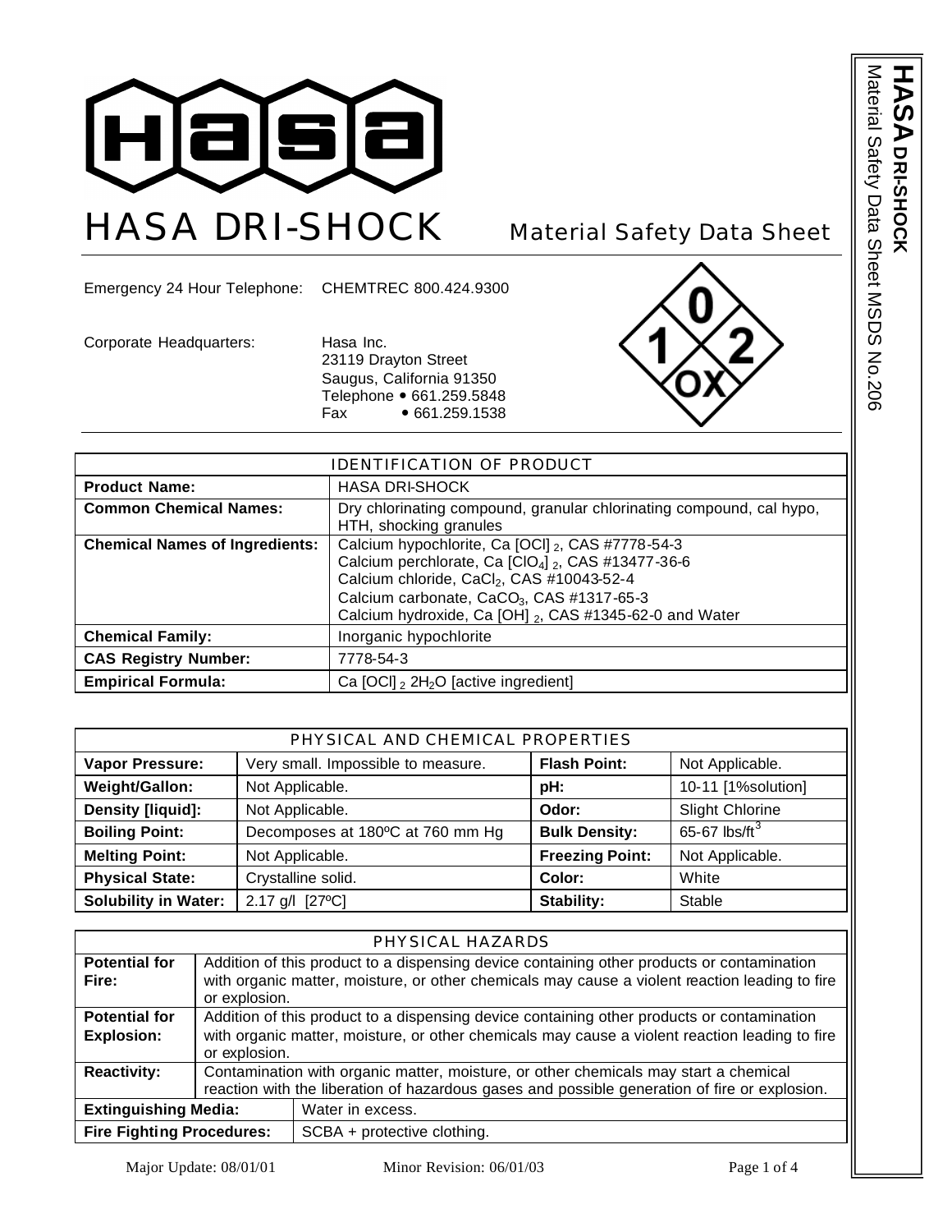# HASA DRI-SHOCK

## Material Safety Data Sheet

Emergency 24 Hour Telephone: CHEMTREC 800.424.9300

Corporate Headquarters: Hasa Inc.
23119 Drayton Street
Saugus, California 91350
Telephone • 661.259.5848
Fax • 661.259.1538

| IDENTIFICATION OF PRODUCT | |
|---|---|
| **Product Name:** | HASA DRI-SHOCK |
| **Common Chemical Names:** | Dry chlorinating compound, granular chlorinating compound, cal hypo, HTH, shocking granules |
| **Chemical Names of Ingredients:** | Calcium hypochlorite, Ca $[OCl]_2$, CAS #7778-54-3<br>Calcium perchlorate, Ca $[ClO_4]_2$, CAS #13477-36-6<br>Calcium chloride, $CaCl_2$, CAS #10043-52-4<br>Calcium carbonate, $CaCO_3$, CAS #1317-65-3<br>Calcium hydroxide, Ca $[OH]_2$, CAS #1345-62-0 and Water |
| **Chemical Family:** | Inorganic hypochlorite |
| **CAS Registry Number:** | 7778-54-3 |
| **Empirical Formula:** | Ca $[OCl]_2$ $2H_2O$ [active ingredient] |

| PHYSICAL AND CHEMICAL PROPERTIES | | | |
|---|---|---|---|
| **Vapor Pressure:** | Very small. Impossible to measure. | **Flash Point:** | Not Applicable. |
| **Weight/Gallon:** | Not Applicable. | **pH:** | 10-11 [1%solution] |
| **Density [liquid]:** | Not Applicable. | **Odor:** | Slight Chlorine |
| **Boiling Point:** | Decomposes at 180ºC at 760 mm Hg | **Bulk Density:** | 65-67 lbs/$ft^3$ |
| **Melting Point:** | Not Applicable. | **Freezing Point:** | Not Applicable. |
| **Physical State:** | Crystalline solid. | **Color:** | White |
| **Solubility in Water:** | 2.17 g/l [27ºC] | **Stability:** | Stable |

| PHYSICAL HAZARDS | |
|---|---|
| **Potential for Fire:** | Addition of this product to a dispensing device containing other products or contamination with organic matter, moisture, or other chemicals may cause a violent reaction leading to fire or explosion. |
| **Potential for Explosion:** | Addition of this product to a dispensing device containing other products or contamination with organic matter, moisture, or other chemicals may cause a violent reaction leading to fire or explosion. |
| **Reactivity:** | Contamination with organic matter, moisture, or other chemicals may start a chemical reaction with the liberation of hazardous gases and possible generation of fire or explosion. |
| **Extinguishing Media:** | Water in excess. |
| **Fire Fighting Procedures:** | SCBA + protective clothing. |

Major Update: 08/01/01 Minor Revision: 06/01/03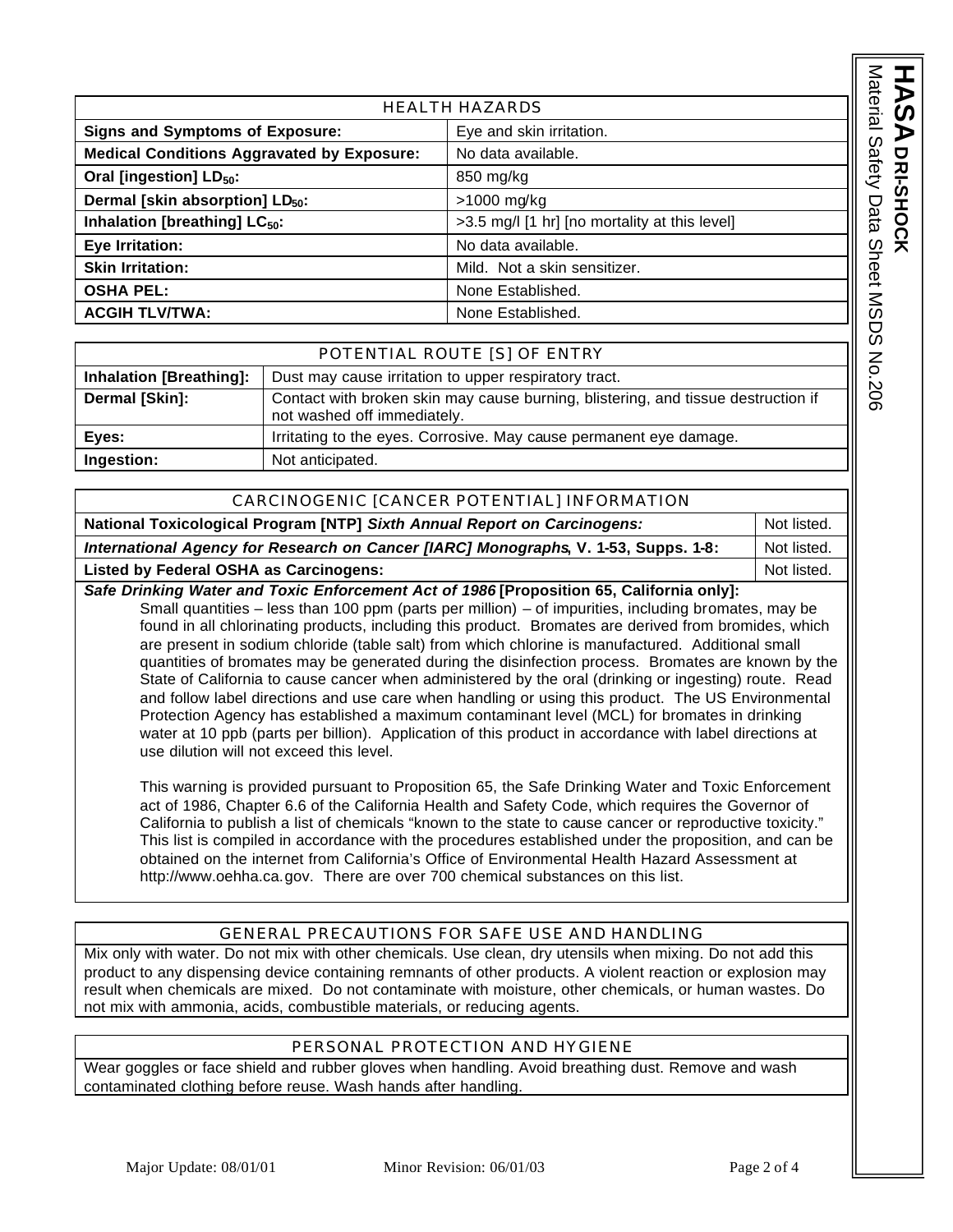| HEALTH HAZARDS | |
|---|---|
| **Signs and Symptoms of Exposure:** | Eye and skin irritation. |
| **Medical Conditions Aggravated by Exposure:** | No data available. |
| **Oral [ingestion] $LD_{50}$:** | 850 mg/kg |
| **Dermal [skin absorption] $LD_{50}$:** | >1000 mg/kg |
| **Inhalation [breathing] $LC_{50}$:** | >3.5 mg/l [1 hr] [no mortality at this level] |
| **Eye Irritation:** | No data available. |
| **Skin Irritation:** | Mild. Not a skin sensitizer. |
| **OSHA PEL:** | None Established. |
| **ACGIH TLV/TWA:** | None Established. |

| POTENTIAL ROUTE [S] OF ENTRY | |
|---|---|
| **Inhalation [Breathing]:** | Dust may cause irritation to upper respiratory tract. |
| **Dermal [Skin]:** | Contact with broken skin may cause burning, blistering, and tissue destruction if not washed off immediately. |
| **Eyes:** | Irritating to the eyes. Corrosive. May cause permanent eye damage. |
| **Ingestion:** | Not anticipated. |

| CARCINOGENIC [CANCER POTENTIAL] INFORMATION | |
|---|---|
| **National Toxicological Program [NTP] *Sixth Annual Report on Carcinogens:*** | Not listed. |
| ***International Agency for Research on Cancer [IARC] Monographs*, V. 1-53, Supps. 1-8:** | Not listed. |
| **Listed by Federal OSHA as Carcinogens:** | Not listed. |

***Safe Drinking Water and Toxic Enforcement Act of 1986* [Proposition 65, California only]:**

Small quantities – less than 100 ppm (parts per million) – of impurities, including bromates, may be found in all chlorinating products, including this product. Bromates are derived from bromides, which are present in sodium chloride (table salt) from which chlorine is manufactured. Additional small quantities of bromates may be generated during the disinfection process. Bromates are known by the State of California to cause cancer when administered by the oral (drinking or ingesting) route. Read and follow label directions and use care when handling or using this product. The US Environmental Protection Agency has established a maximum contaminant level (MCL) for bromates in drinking water at 10 ppb (parts per billion). Application of this product in accordance with label directions at use dilution will not exceed this level.

This warning is provided pursuant to Proposition 65, the Safe Drinking Water and Toxic Enforcement act of 1986, Chapter 6.6 of the California Health and Safety Code, which requires the Governor of California to publish a list of chemicals "known to the state to cause cancer or reproductive toxicity." This list is compiled in accordance with the procedures established under the proposition, and can be obtained on the internet from California's Office of Environmental Health Hazard Assessment at http://www.oehha.ca.gov. There are over 700 chemical substances on this list.

## GENERAL PRECAUTIONS FOR SAFE USE AND HANDLING

Mix only with water. Do not mix with other chemicals. Use clean, dry utensils when mixing. Do not add this product to any dispensing device containing remnants of other products. A violent reaction or explosion may result when chemicals are mixed. Do not contaminate with moisture, other chemicals, or human wastes. Do not mix with ammonia, acids, combustible materials, or reducing agents.

## PERSONAL PROTECTION AND HYGIENE

Wear goggles or face shield and rubber gloves when handling. Avoid breathing dust. Remove and wash contaminated clothing before reuse. Wash hands after handling.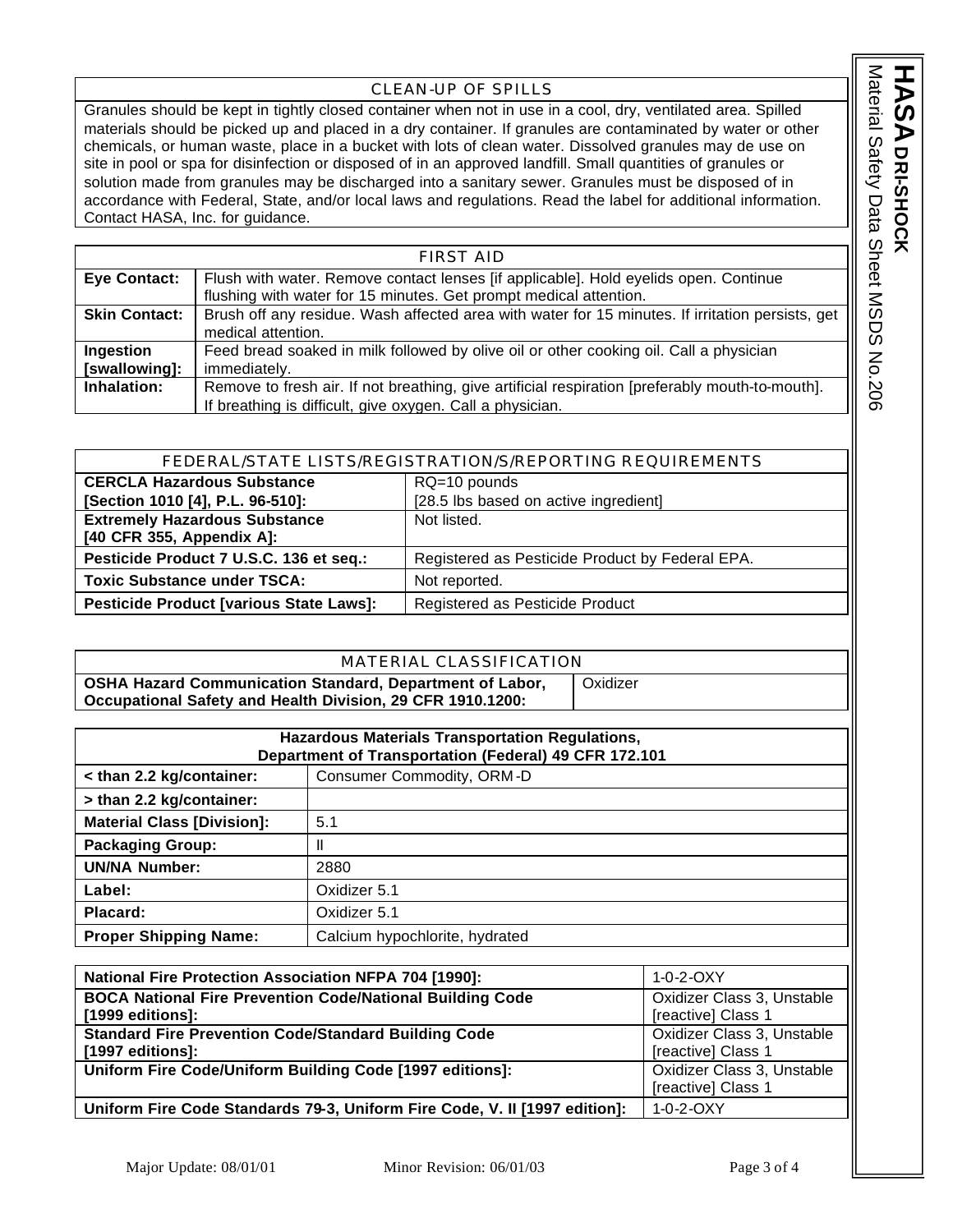## CLEAN-UP OF SPILLS

Granules should be kept in tightly closed container when not in use in a cool, dry, ventilated area. Spilled materials should be picked up and placed in a dry container. If granules are contaminated by water or other chemicals, or human waste, place in a bucket with lots of clean water. Dissolved granules may de use on site in pool or spa for disinfection or disposed of in an approved landfill. Small quantities of granules or solution made from granules may be discharged into a sanitary sewer. Granules must be disposed of in accordance with Federal, State, and/or local laws and regulations. Read the label for additional information. Contact HASA, Inc. for guidance.

## FIRST AID

| | |
|---|---|
| **Eye Contact:** | Flush with water. Remove contact lenses [if applicable]. Hold eyelids open. Continue flushing with water for 15 minutes. Get prompt medical attention. |
| **Skin Contact:** | Brush off any residue. Wash affected area with water for 15 minutes. If irritation persists, get medical attention. |
| **Ingestion [swallowing]:** | Feed bread soaked in milk followed by olive oil or other cooking oil. Call a physician immediately. |
| **Inhalation:** | Remove to fresh air. If not breathing, give artificial respiration [preferably mouth-to-mouth]. If breathing is difficult, give oxygen. Call a physician. |

## FEDERAL/STATE LISTS/REGISTRATION/S/REPORTING REQUIREMENTS

| | |
|---|---|
| **CERCLA Hazardous Substance [Section 1010 [4], P.L. 96-510]:** | RQ=10 pounds [28.5 lbs based on active ingredient] |
| **Extremely Hazardous Substance [40 CFR 355, Appendix A]:** | Not listed. |
| **Pesticide Product 7 U.S.C. 136 et seq.:** | Registered as Pesticide Product by Federal EPA. |
| **Toxic Substance under TSCA:** | Not reported. |
| **Pesticide Product [various State Laws]:** | Registered as Pesticide Product |

## MATERIAL CLASSIFICATION

| | |
|---|---|
| **OSHA Hazard Communication Standard, Department of Labor, Occupational Safety and Health Division, 29 CFR 1910.1200:** | Oxidizer |

| Hazardous Materials Transportation Regulations, Department of Transportation (Federal) 49 CFR 172.101 | |
|---|---|
| **< than 2.2 kg/container:** | Consumer Commodity, ORM-D |
| **> than 2.2 kg/container:** | |
| **Material Class [Division]:** | 5.1 |
| **Packaging Group:** | II |
| **UN/NA Number:** | 2880 |
| **Label:** | Oxidizer 5.1 |
| **Placard:** | Oxidizer 5.1 |
| **Proper Shipping Name:** | Calcium hypochlorite, hydrated |

| | |
|---|---|
| **National Fire Protection Association NFPA 704 [1990]:** | 1-0-2-OXY |
| **BOCA National Fire Prevention Code/National Building Code [1999 editions]:** | Oxidizer Class 3, Unstable [reactive] Class 1 |
| **Standard Fire Prevention Code/Standard Building Code [1997 editions]:** | Oxidizer Class 3, Unstable [reactive] Class 1 |
| **Uniform Fire Code/Uniform Building Code [1997 editions]:** | Oxidizer Class 3, Unstable [reactive] Class 1 |
| **Uniform Fire Code Standards 79-3, Uniform Fire Code, V. II [1997 edition]:** | 1-0-2-OXY |

Major Update: 08/01/01 Minor Revision: 06/01/03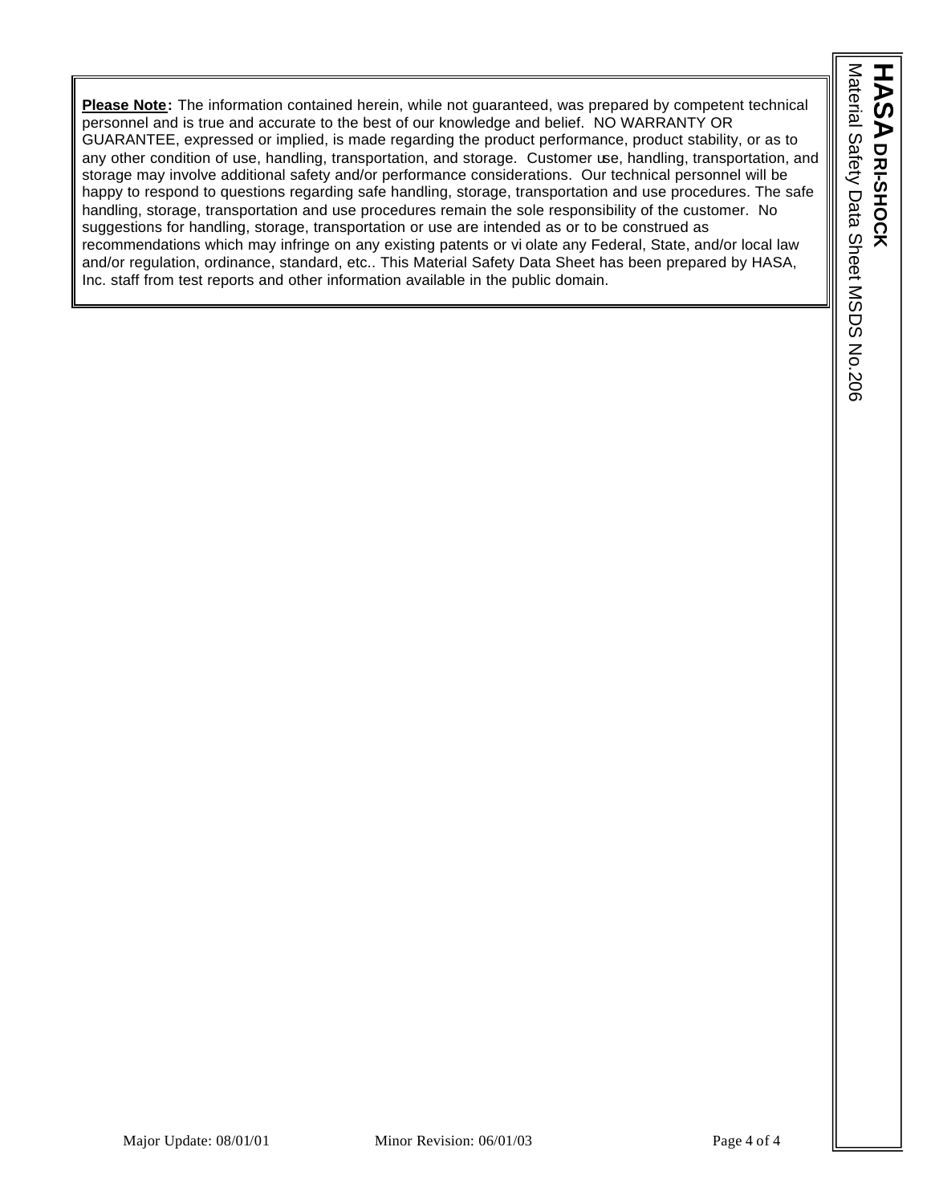**Please Note:** The information contained herein, while not guaranteed, was prepared by competent technical personnel and is true and accurate to the best of our knowledge and belief. NO WARRANTY OR GUARANTEE, expressed or implied, is made regarding the product performance, product stability, or as to any other condition of use, handling, transportation, and storage. Customer use, handling, transportation, and storage may involve additional safety and/or performance considerations. Our technical personnel will be happy to respond to questions regarding safe handling, storage, transportation and use procedures. The safe handling, storage, transportation and use procedures remain the sole responsibility of the customer. No suggestions for handling, storage, transportation or use are intended as or to be construed as recommendations which may infringe on any existing patents or violate any Federal, State, and/or local law and/or regulation, ordinance, standard, etc.. This Material Safety Data Sheet has been prepared by HASA, Inc. staff from test reports and other information available in the public domain.